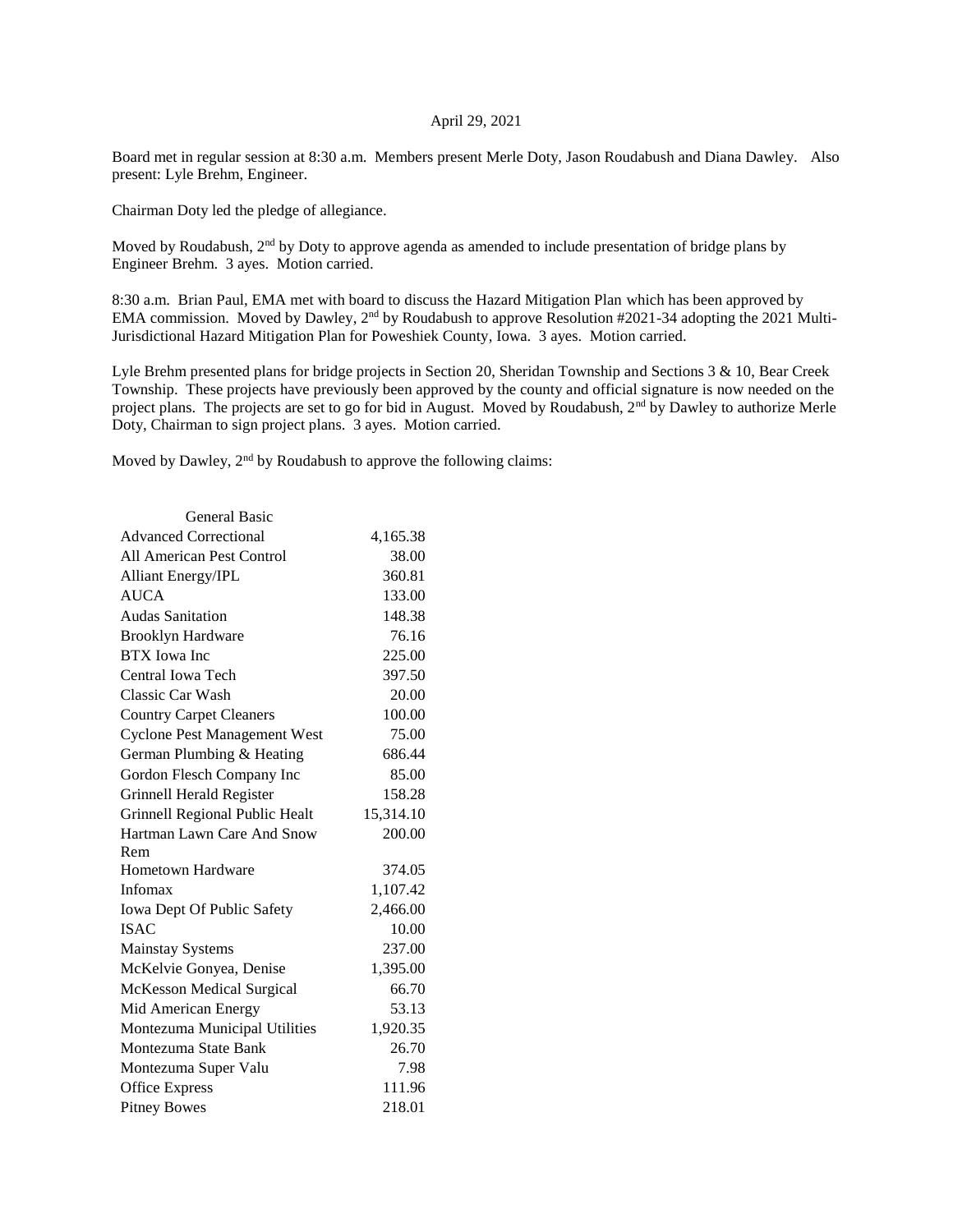April 29, 2021

Board met in regular session at 8:30 a.m. Members present Merle Doty, Jason Roudabush and Diana Dawley. Also present: Lyle Brehm, Engineer.

Chairman Doty led the pledge of allegiance.

Moved by Roudabush, 2nd by Doty to approve agenda as amended to include presentation of bridge plans by Engineer Brehm. 3 ayes. Motion carried.

8:30 a.m. Brian Paul, EMA met with board to discuss the Hazard Mitigation Plan which has been approved by EMA commission. Moved by Dawley, 2nd by Roudabush to approve Resolution #2021-34 adopting the 2021 Multi-Jurisdictional Hazard Mitigation Plan for Poweshiek County, Iowa. 3 ayes. Motion carried.

Lyle Brehm presented plans for bridge projects in Section 20, Sheridan Township and Sections 3 & 10, Bear Creek Township. These projects have previously been approved by the county and official signature is now needed on the project plans. The projects are set to go for bid in August. Moved by Roudabush, 2nd by Dawley to authorize Merle Doty, Chairman to sign project plans. 3 ayes. Motion carried.

Moved by Dawley, 2nd by Roudabush to approve the following claims:

| General Basic | |
|---|---|
| Advanced Correctional | 4,165.38 |
| All American Pest Control | 38.00 |
| Alliant Energy/IPL | 360.81 |
| AUCA | 133.00 |
| Audas Sanitation | 148.38 |
| Brooklyn Hardware | 76.16 |
| BTX Iowa Inc | 225.00 |
| Central Iowa Tech | 397.50 |
| Classic Car Wash | 20.00 |
| Country Carpet Cleaners | 100.00 |
| Cyclone Pest Management West | 75.00 |
| German Plumbing & Heating | 686.44 |
| Gordon Flesch Company Inc | 85.00 |
| Grinnell Herald Register | 158.28 |
| Grinnell Regional Public Healt | 15,314.10 |
| Hartman Lawn Care And Snow Rem | 200.00 |
| Hometown Hardware | 374.05 |
| Infomax | 1,107.42 |
| Iowa Dept Of Public Safety | 2,466.00 |
| ISAC | 10.00 |
| Mainstay Systems | 237.00 |
| McKelvie Gonyea, Denise | 1,395.00 |
| McKesson Medical Surgical | 66.70 |
| Mid American Energy | 53.13 |
| Montezuma Municipal Utilities | 1,920.35 |
| Montezuma State Bank | 26.70 |
| Montezuma Super Valu | 7.98 |
| Office Express | 111.96 |
| Pitney Bowes | 218.01 |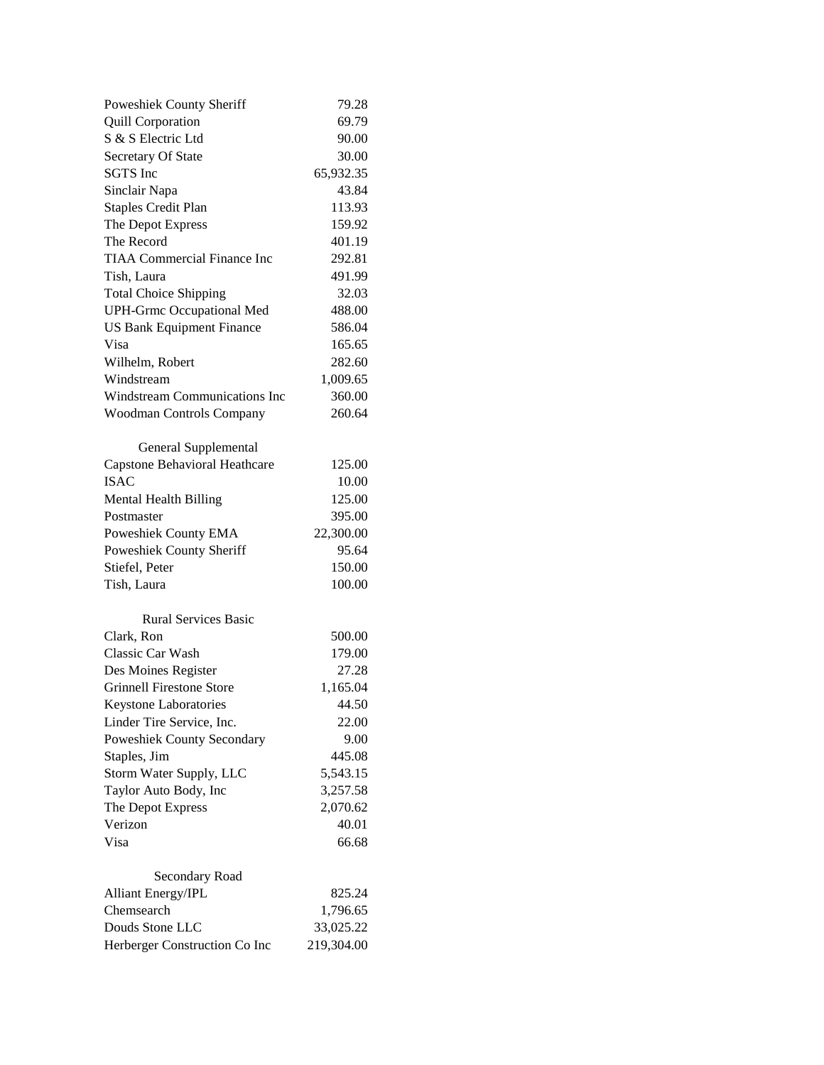| | |
|---|---|
| Poweshiek County Sheriff | 79.28 |
| Quill Corporation | 69.79 |
| S & S Electric Ltd | 90.00 |
| Secretary Of State | 30.00 |
| SGTS Inc | 65,932.35 |
| Sinclair Napa | 43.84 |
| Staples Credit Plan | 113.93 |
| The Depot Express | 159.92 |
| The Record | 401.19 |
| TIAA Commercial Finance Inc | 292.81 |
| Tish, Laura | 491.99 |
| Total Choice Shipping | 32.03 |
| UPH-Grmc Occupational Med | 488.00 |
| US Bank Equipment Finance | 586.04 |
| Visa | 165.65 |
| Wilhelm, Robert | 282.60 |
| Windstream | 1,009.65 |
| Windstream Communications Inc | 360.00 |
| Woodman Controls Company | 260.64 |

General Supplemental

| | |
|---|---|
| Capstone Behavioral Heathcare | 125.00 |
| ISAC | 10.00 |
| Mental Health Billing | 125.00 |
| Postmaster | 395.00 |
| Poweshiek County EMA | 22,300.00 |
| Poweshiek County Sheriff | 95.64 |
| Stiefel, Peter | 150.00 |
| Tish, Laura | 100.00 |

Rural Services Basic

| | |
|---|---|
| Clark, Ron | 500.00 |
| Classic Car Wash | 179.00 |
| Des Moines Register | 27.28 |
| Grinnell Firestone Store | 1,165.04 |
| Keystone Laboratories | 44.50 |
| Linder Tire Service, Inc. | 22.00 |
| Poweshiek County Secondary | 9.00 |
| Staples, Jim | 445.08 |
| Storm Water Supply, LLC | 5,543.15 |
| Taylor Auto Body, Inc | 3,257.58 |
| The Depot Express | 2,070.62 |
| Verizon | 40.01 |
| Visa | 66.68 |

Secondary Road

| | |
|---|---|
| Alliant Energy/IPL | 825.24 |
| Chemsearch | 1,796.65 |
| Douds Stone LLC | 33,025.22 |
| Herberger Construction Co Inc | 219,304.00 |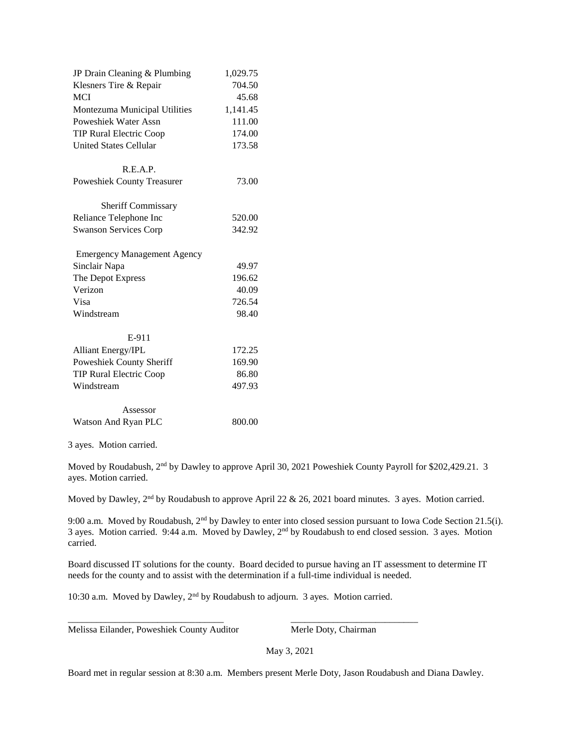| | |
|---|---|
| JP Drain Cleaning & Plumbing | 1,029.75 |
| Klesners Tire & Repair | 704.50 |
| MCI | 45.68 |
| Montezuma Municipal Utilities | 1,141.45 |
| Poweshiek Water Assn | 111.00 |
| TIP Rural Electric Coop | 174.00 |
| United States Cellular | 173.58 |
| R.E.A.P. | |
| Poweshiek County Treasurer | 73.00 |
| Sheriff Commissary | |
| Reliance Telephone Inc | 520.00 |
| Swanson Services Corp | 342.92 |
| Emergency Management Agency | |
| Sinclair Napa | 49.97 |
| The Depot Express | 196.62 |
| Verizon | 40.09 |
| Visa | 726.54 |
| Windstream | 98.40 |
| E-911 | |
| Alliant Energy/IPL | 172.25 |
| Poweshiek County Sheriff | 169.90 |
| TIP Rural Electric Coop | 86.80 |
| Windstream | 497.93 |
| Assessor | |
| Watson And Ryan PLC | 800.00 |

3 ayes. Motion carried.

Moved by Roudabush, 2nd by Dawley to approve April 30, 2021 Poweshiek County Payroll for $202,429.21. 3 ayes. Motion carried.

Moved by Dawley, 2nd by Roudabush to approve April 22 & 26, 2021 board minutes. 3 ayes. Motion carried.

9:00 a.m. Moved by Roudabush, 2nd by Dawley to enter into closed session pursuant to Iowa Code Section 21.5(i). 3 ayes. Motion carried. 9:44 a.m. Moved by Dawley, 2nd by Roudabush to end closed session. 3 ayes. Motion carried.

Board discussed IT solutions for the county. Board decided to pursue having an IT assessment to determine IT needs for the county and to assist with the determination if a full-time individual is needed.

10:30 a.m. Moved by Dawley, 2nd by Roudabush to adjourn. 3 ayes. Motion carried.

\_\_\_\_\_\_\_\_\_\_\_\_\_\_\_\_\_\_\_\_\_\_\_\_\_\_\_\_\_\_\_\_ Melissa Eilander, Poweshiek County Auditor

\_\_\_\_\_\_\_\_\_\_\_\_\_\_\_\_\_\_\_\_\_\_\_\_\_\_\_\_\_\_\_\_ Merle Doty, Chairman

May 3, 2021

Board met in regular session at 8:30 a.m. Members present Merle Doty, Jason Roudabush and Diana Dawley.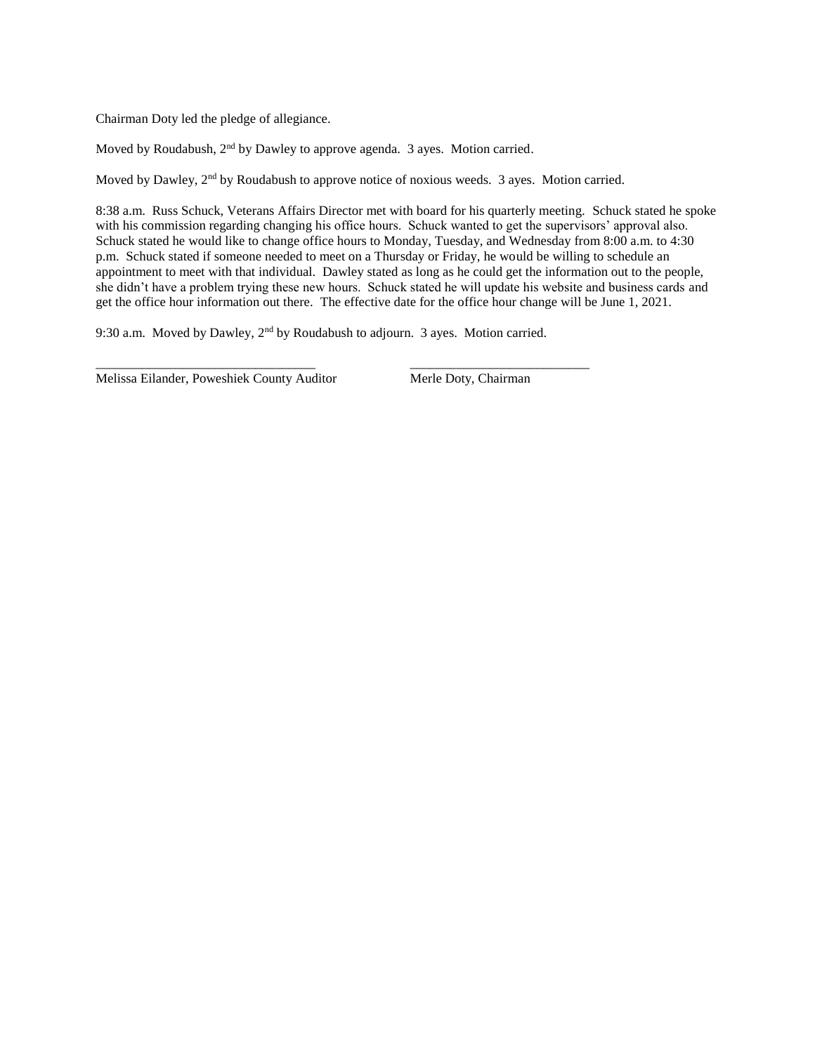Chairman Doty led the pledge of allegiance.

Moved by Roudabush, 2nd by Dawley to approve agenda. 3 ayes. Motion carried.

Moved by Dawley, 2nd by Roudabush to approve notice of noxious weeds. 3 ayes. Motion carried.

8:38 a.m. Russ Schuck, Veterans Affairs Director met with board for his quarterly meeting. Schuck stated he spoke with his commission regarding changing his office hours. Schuck wanted to get the supervisors' approval also. Schuck stated he would like to change office hours to Monday, Tuesday, and Wednesday from 8:00 a.m. to 4:30 p.m. Schuck stated if someone needed to meet on a Thursday or Friday, he would be willing to schedule an appointment to meet with that individual. Dawley stated as long as he could get the information out to the people, she didn't have a problem trying these new hours. Schuck stated he will update his website and business cards and get the office hour information out there. The effective date for the office hour change will be June 1, 2021.

9:30 a.m. Moved by Dawley, 2nd by Roudabush to adjourn. 3 ayes. Motion carried.

_________________________________ Melissa Eilander, Poweshiek County Auditor

_________________________________ Merle Doty, Chairman